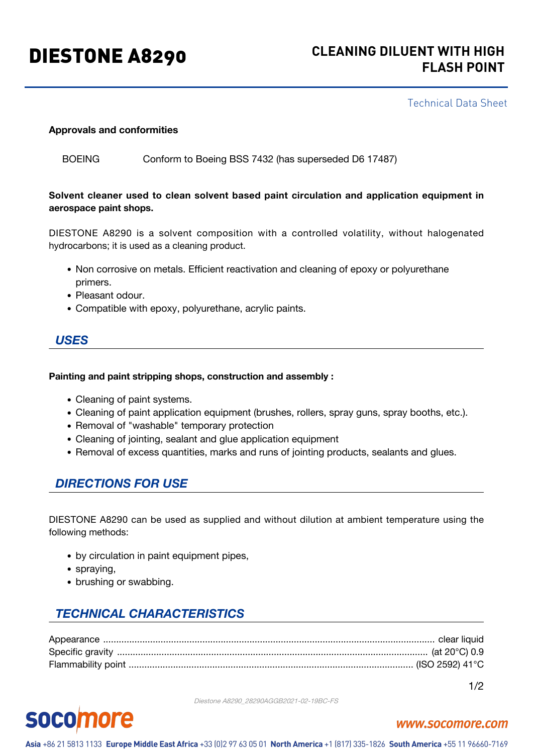# DIESTONE A8290

## CLEANING DILUENT WITH HIGH FLASH POINT

Technical Data Sheet

**Approvals and conformities**

| BOEING | Conform to Boeing BSS 7432 (has superseded D6 17487) |
| --- | --- |

**Solvent cleaner used to clean solvent based paint circulation and application equipment in aerospace paint shops.**

DIESTONE A8290 is a solvent composition with a controlled volatility, without halogenated hydrocarbons; it is used as a cleaning product.

- Non corrosive on metals. Efficient reactivation and cleaning of epoxy or polyurethane primers.
- Pleasant odour.
- Compatible with epoxy, polyurethane, acrylic paints.

## *USES*

**Painting and paint stripping shops, construction and assembly :**

- Cleaning of paint systems.
- Cleaning of paint application equipment (brushes, rollers, spray guns, spray booths, etc.).
- Removal of "washable" temporary protection
- Cleaning of jointing, sealant and glue application equipment
- Removal of excess quantities, marks and runs of jointing products, sealants and glues.

## *DIRECTIONS FOR USE*

DIESTONE A8290 can be used as supplied and without dilution at ambient temperature using the following methods:

- by circulation in paint equipment pipes,
- spraying,
- brushing or swabbing.

## *TECHNICAL CHARACTERISTICS*

Appearance ........................................ clear liquid
Specific gravity ........................................ (at 20°C) 0.9
Flammability point ........................................ (ISO 2592) 41°C

Diestone A8290_28290AGGB2021-02-19BC-FS

socomore — www.socomore.com

**Asia** +86 21 5813 1133 **Europe Middle East Africa** +33 (0)2 97 63 05 01 **North America** +1 (817) 335-1826 **South America** +55 11 96660-7169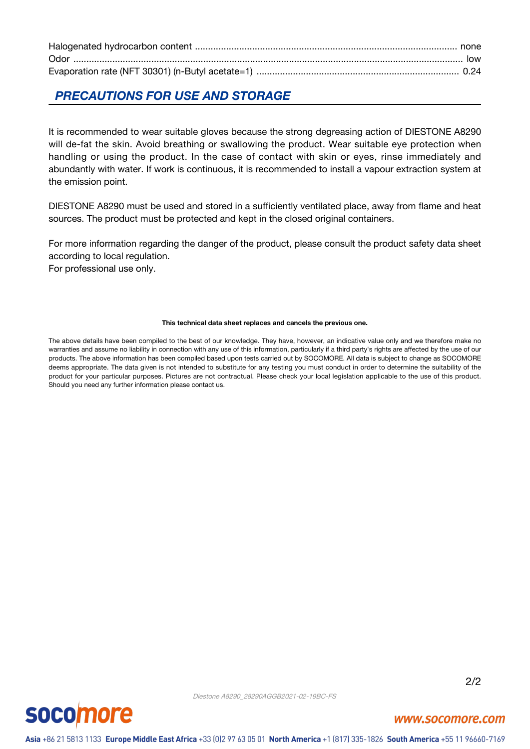Halogenated hydrocarbon content ........................................................................................................ none
Odor ........................................................................................................................................................ low
Evaporation rate (NFT 30301) (n-Butyl acetate=1) ............................................................................. 0.24

## *PRECAUTIONS FOR USE AND STORAGE*

It is recommended to wear suitable gloves because the strong degreasing action of DIESTONE A8290 will de-fat the skin. Avoid breathing or swallowing the product. Wear suitable eye protection when handling or using the product. In the case of contact with skin or eyes, rinse immediately and abundantly with water. If work is continuous, it is recommended to install a vapour extraction system at the emission point.

DIESTONE A8290 must be used and stored in a sufficiently ventilated place, away from flame and heat sources. The product must be protected and kept in the closed original containers.

For more information regarding the danger of the product, please consult the product safety data sheet according to local regulation.
For professional use only.

**This technical data sheet replaces and cancels the previous one.**

The above details have been compiled to the best of our knowledge. They have, however, an indicative value only and we therefore make no warranties and assume no liability in connection with any use of this information, particularly if a third party's rights are affected by the use of our products. The above information has been compiled based upon tests carried out by SOCOMORE. All data is subject to change as SOCOMORE deems appropriate. The data given is not intended to substitute for any testing you must conduct in order to determine the suitability of the product for your particular purposes. Pictures are not contractual. Please check your local legislation applicable to the use of this product. Should you need any further information please contact us.

*Diestone A8290_28290AGGB2021-02-19BC-FS*

socomore

*www.socomore.com*

**Asia** +86 21 5813 1133 **Europe Middle East Africa** +33 (0)2 97 63 05 01 **North America** +1 (817) 335-1826 **South America** +55 11 96660-7169